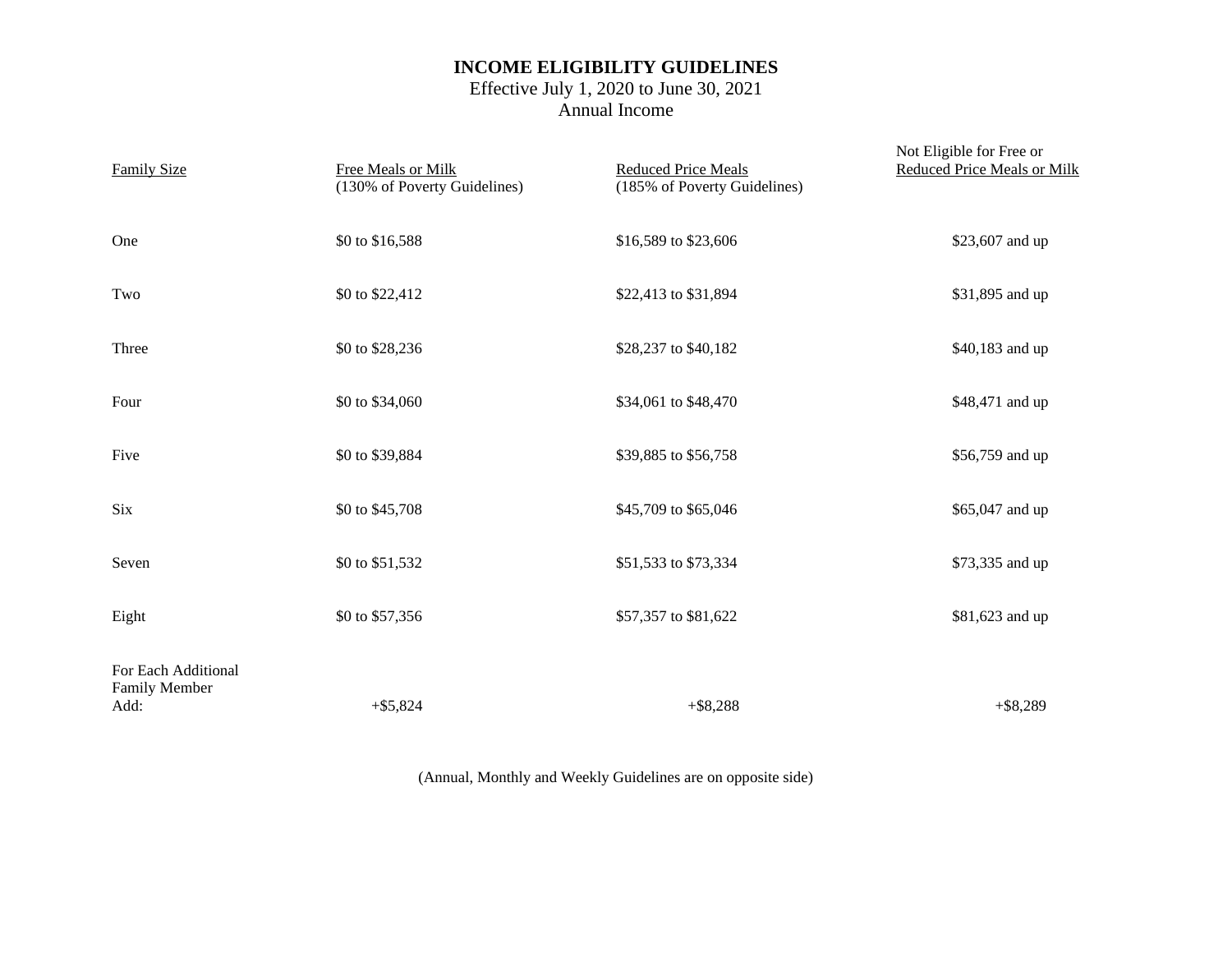# INCOME ELIGIBILITY GUIDELINES

Effective July 1, 2020 to June 30, 2021

Annual Income

| Family Size | Free Meals or Milk (130% of Poverty Guidelines) | Reduced Price Meals (185% of Poverty Guidelines) | Not Eligible for Free or Reduced Price Meals or Milk |
|---|---|---|---|
| One | $0 to $16,588 | $16,589 to $23,606 | $23,607 and up |
| Two | $0 to $22,412 | $22,413 to $31,894 | $31,895 and up |
| Three | $0 to $28,236 | $28,237 to $40,182 | $40,183 and up |
| Four | $0 to $34,060 | $34,061 to $48,470 | $48,471 and up |
| Five | $0 to $39,884 | $39,885 to $56,758 | $56,759 and up |
| Six | $0 to $45,708 | $45,709 to $65,046 | $65,047 and up |
| Seven | $0 to $51,532 | $51,533 to $73,334 | $73,335 and up |
| Eight | $0 to $57,356 | $57,357 to $81,622 | $81,623 and up |
| For Each Additional Family Member Add: | +$5,824 | +$8,288 | +$8,289 |

(Annual, Monthly and Weekly Guidelines are on opposite side)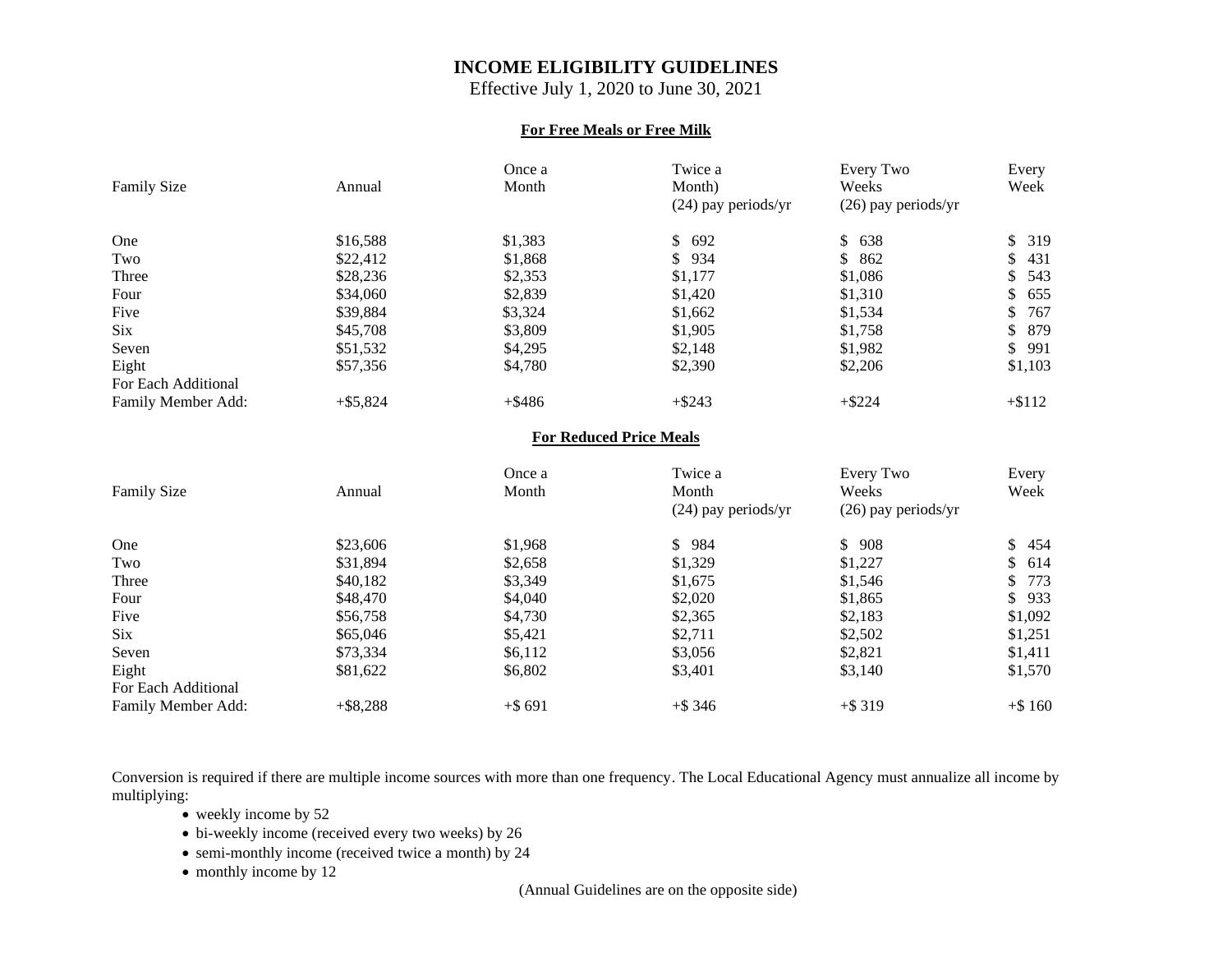# INCOME ELIGIBILITY GUIDELINES

Effective July 1, 2020 to June 30, 2021

**For Free Meals or Free Milk**

| Family Size | Annual | Once a Month | Twice a Month) (24) pay periods/yr | Every Two Weeks (26) pay periods/yr | Every Week |
|---|---|---|---|---|---|
| One | $16,588 | $1,383 | $ 692 | $ 638 | $ 319 |
| Two | $22,412 | $1,868 | $ 934 | $ 862 | $ 431 |
| Three | $28,236 | $2,353 | $1,177 | $1,086 | $ 543 |
| Four | $34,060 | $2,839 | $1,420 | $1,310 | $ 655 |
| Five | $39,884 | $3,324 | $1,662 | $1,534 | $ 767 |
| Six | $45,708 | $3,809 | $1,905 | $1,758 | $ 879 |
| Seven | $51,532 | $4,295 | $2,148 | $1,982 | $ 991 |
| Eight | $57,356 | $4,780 | $2,390 | $2,206 | $1,103 |
| For Each Additional Family Member Add: | +$5,824 | +$486 | +$243 | +$224 | +$112 |

**For Reduced Price Meals**

| Family Size | Annual | Once a Month | Twice a Month (24) pay periods/yr | Every Two Weeks (26) pay periods/yr | Every Week |
|---|---|---|---|---|---|
| One | $23,606 | $1,968 | $ 984 | $ 908 | $ 454 |
| Two | $31,894 | $2,658 | $1,329 | $1,227 | $ 614 |
| Three | $40,182 | $3,349 | $1,675 | $1,546 | $ 773 |
| Four | $48,470 | $4,040 | $2,020 | $1,865 | $ 933 |
| Five | $56,758 | $4,730 | $2,365 | $2,183 | $1,092 |
| Six | $65,046 | $5,421 | $2,711 | $2,502 | $1,251 |
| Seven | $73,334 | $6,112 | $3,056 | $2,821 | $1,411 |
| Eight | $81,622 | $6,802 | $3,401 | $3,140 | $1,570 |
| For Each Additional Family Member Add: | +$8,288 | +$ 691 | +$ 346 | +$ 319 | +$ 160 |

Conversion is required if there are multiple income sources with more than one frequency. The Local Educational Agency must annualize all income by multiplying:

- weekly income by 52
- bi-weekly income (received every two weeks) by 26
- semi-monthly income (received twice a month) by 24
- monthly income by 12

(Annual Guidelines are on the opposite side)